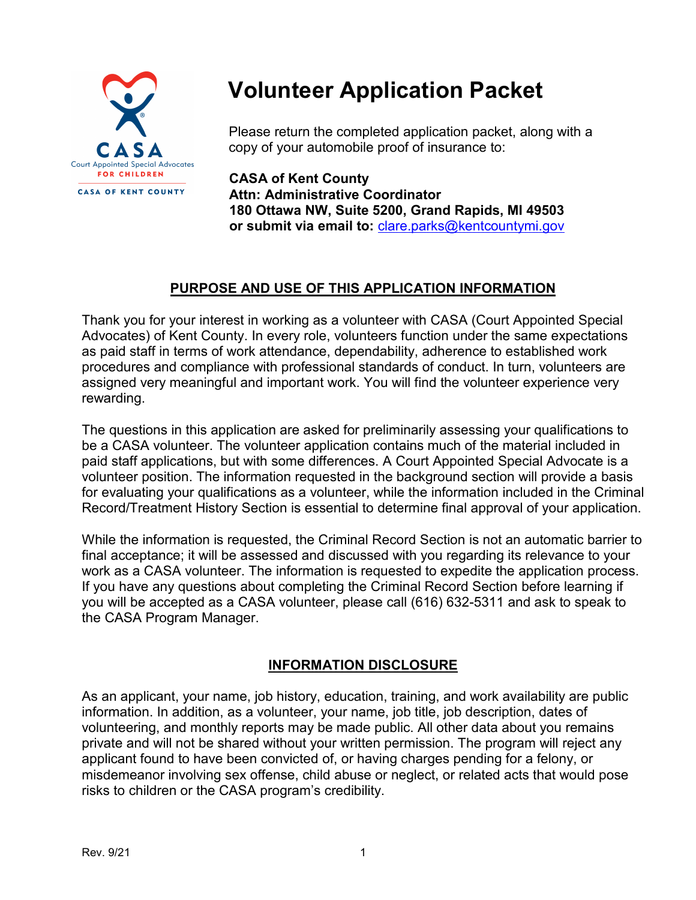# Volunteer Application Packet

Please return the completed application packet, along with a copy of your automobile proof of insurance to:

**CASA of Kent County**
**Attn: Administrative Coordinator**
**180 Ottawa NW, Suite 5200, Grand Rapids, MI 49503**
**or submit via email to:** clare.parks@kentcountymi.gov

## PURPOSE AND USE OF THIS APPLICATION INFORMATION

Thank you for your interest in working as a volunteer with CASA (Court Appointed Special Advocates) of Kent County. In every role, volunteers function under the same expectations as paid staff in terms of work attendance, dependability, adherence to established work procedures and compliance with professional standards of conduct. In turn, volunteers are assigned very meaningful and important work. You will find the volunteer experience very rewarding.

The questions in this application are asked for preliminarily assessing your qualifications to be a CASA volunteer. The volunteer application contains much of the material included in paid staff applications, but with some differences. A Court Appointed Special Advocate is a volunteer position. The information requested in the background section will provide a basis for evaluating your qualifications as a volunteer, while the information included in the Criminal Record/Treatment History Section is essential to determine final approval of your application.

While the information is requested, the Criminal Record Section is not an automatic barrier to final acceptance; it will be assessed and discussed with you regarding its relevance to your work as a CASA volunteer. The information is requested to expedite the application process. If you have any questions about completing the Criminal Record Section before learning if you will be accepted as a CASA volunteer, please call (616) 632-5311 and ask to speak to the CASA Program Manager.

## INFORMATION DISCLOSURE

As an applicant, your name, job history, education, training, and work availability are public information. In addition, as a volunteer, your name, job title, job description, dates of volunteering, and monthly reports may be made public. All other data about you remains private and will not be shared without your written permission. The program will reject any applicant found to have been convicted of, or having charges pending for a felony, or misdemeanor involving sex offense, child abuse or neglect, or related acts that would pose risks to children or the CASA program's credibility.

Rev. 9/21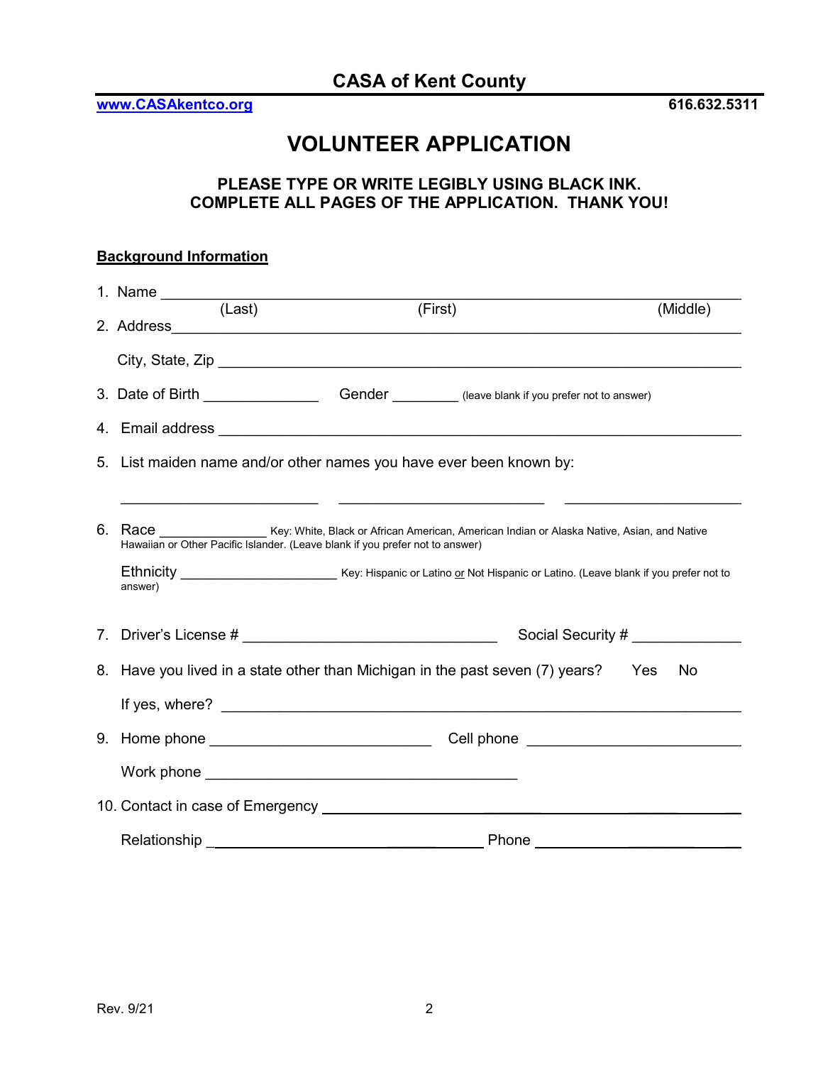# CASA of Kent County

www.CASAkentco.org 616.632.5311

## VOLUNTEER APPLICATION

**PLEASE TYPE OR WRITE LEGIBLY USING BLACK INK.**
**COMPLETE ALL PAGES OF THE APPLICATION. THANK YOU!**

**Background Information**

1. Name ______________________________________________________________
   (Last) (First) (Middle)
2. Address____________________________________________________________

   City, State, Zip _______________________________________________________
3. Date of Birth _____________ Gender ________ (leave blank if you prefer not to answer)
4. Email address _______________________________________________________
5. List maiden name and/or other names you have ever been known by:

   ____________________ ____________________ ____________________
6. Race _____________ Key: White, Black or African American, American Indian or Alaska Native, Asian, and Native Hawaiian or Other Pacific Islander. (Leave blank if you prefer not to answer)

   Ethnicity __________________ Key: Hispanic or Latino or Not Hispanic or Latino. (Leave blank if you prefer not to answer)
7. Driver's License # ____________________________ Social Security # ____________
8. Have you lived in a state other than Michigan in the past seven (7) years? Yes No

   If yes, where? _________________________________________________________
9. Home phone _________________________ Cell phone _______________________

   Work phone __________________________________
10. Contact in case of Emergency ________________________________________

    Relationship ______________________________ Phone ______________________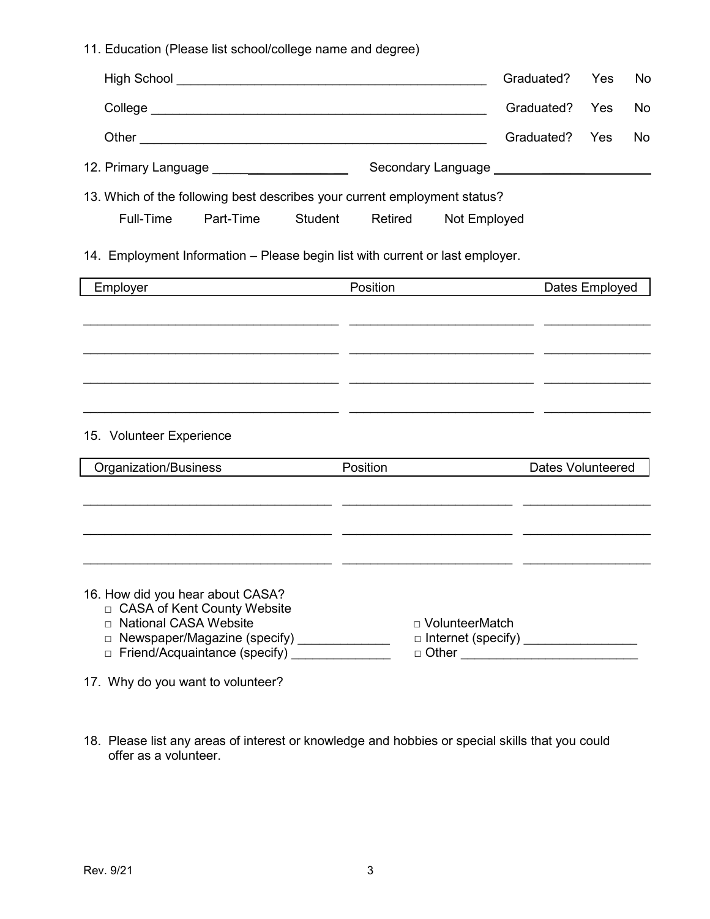11. Education (Please list school/college name and degree)

High School ____________________________________________ Graduated? Yes No

College _______________________________________________ Graduated? Yes No

Other ________________________________________________ Graduated? Yes No

12. Primary Language ____________________ Secondary Language ______________________

13. Which of the following best describes your current employment status?

Full-Time  Part-Time  Student  Retired  Not Employed

14. Employment Information – Please begin list with current or last employer.

| Employer | Position | Dates Employed |
|---|---|---|
| | | |
| | | |
| | | |
| | | |

15. Volunteer Experience

| Organization/Business | Position | Dates Volunteered |
|---|---|---|
| | | |
| | | |
| | | |

16. How did you hear about CASA?

- □ CASA of Kent County Website
- □ National CASA Website
- □ Newspaper/Magazine (specify) _____________
- □ Friend/Acquaintance (specify) ______________
- □ VolunteerMatch
- □ Internet (specify) ________________
- □ Other ________________________

17. Why do you want to volunteer?

18. Please list any areas of interest or knowledge and hobbies or special skills that you could offer as a volunteer.

Rev. 9/21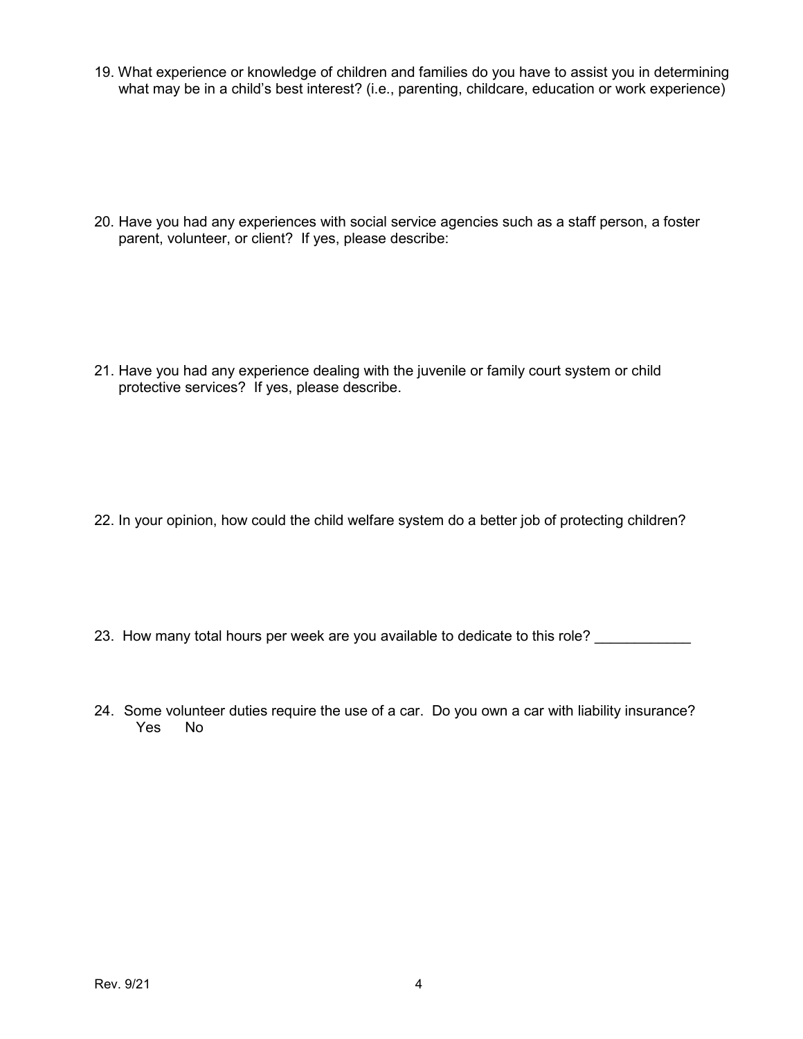19. What experience or knowledge of children and families do you have to assist you in determining what may be in a child's best interest? (i.e., parenting, childcare, education or work experience)

20. Have you had any experiences with social service agencies such as a staff person, a foster parent, volunteer, or client? If yes, please describe:

21. Have you had any experience dealing with the juvenile or family court system or child protective services? If yes, please describe.

22. In your opinion, how could the child welfare system do a better job of protecting children?

23. How many total hours per week are you available to dedicate to this role? ____________

24. Some volunteer duties require the use of a car. Do you own a car with liability insurance?
    Yes     No

Rev. 9/21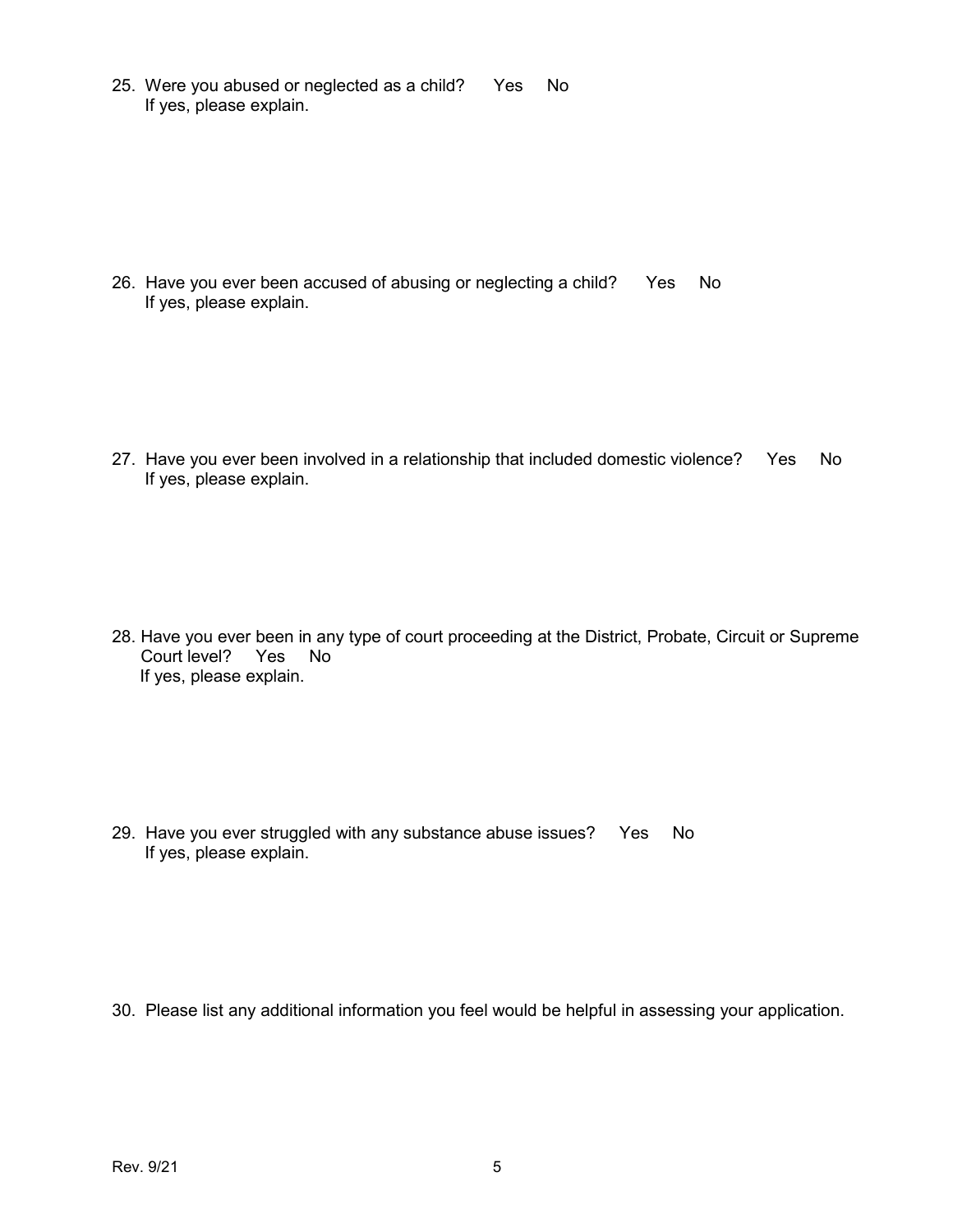25. Were you abused or neglected as a child? Yes No
    If yes, please explain.

26. Have you ever been accused of abusing or neglecting a child? Yes No
    If yes, please explain.

27. Have you ever been involved in a relationship that included domestic violence? Yes No
    If yes, please explain.

28. Have you ever been in any type of court proceeding at the District, Probate, Circuit or Supreme Court level? Yes No
    If yes, please explain.

29. Have you ever struggled with any substance abuse issues? Yes No
    If yes, please explain.

30. Please list any additional information you feel would be helpful in assessing your application.

Rev. 9/21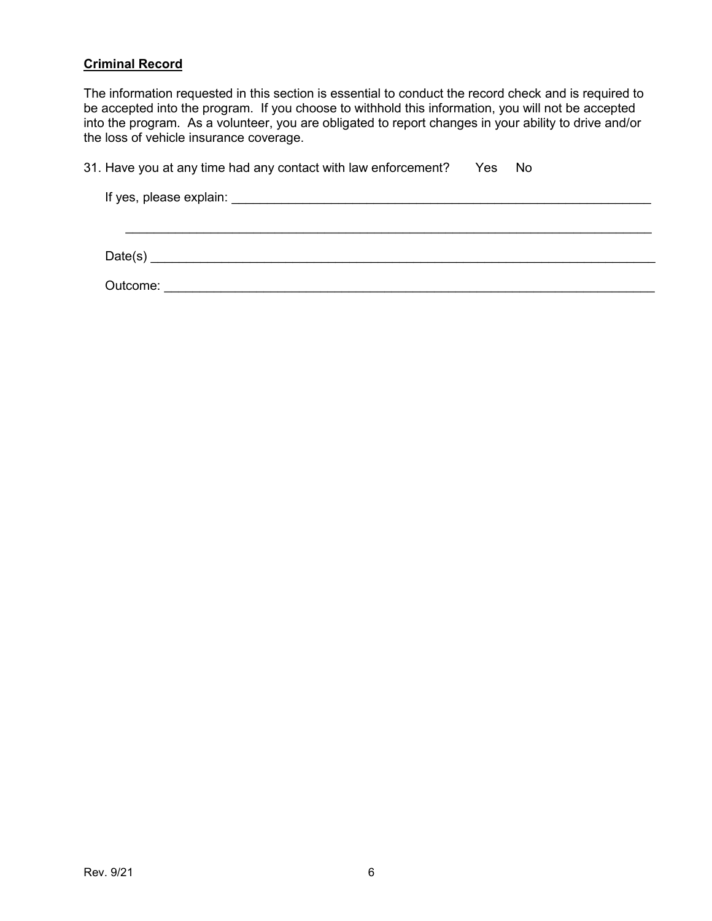**Criminal Record**

The information requested in this section is essential to conduct the record check and is required to be accepted into the program. If you choose to withhold this information, you will not be accepted into the program. As a volunteer, you are obligated to report changes in your ability to drive and/or the loss of vehicle insurance coverage.

31. Have you at any time had any contact with law enforcement? Yes No

    If yes, please explain: ___________________________________________________________

    ___________________________________________________________________________

    Date(s) _____________________________________________________________________

    Outcome: ___________________________________________________________________

Rev. 9/21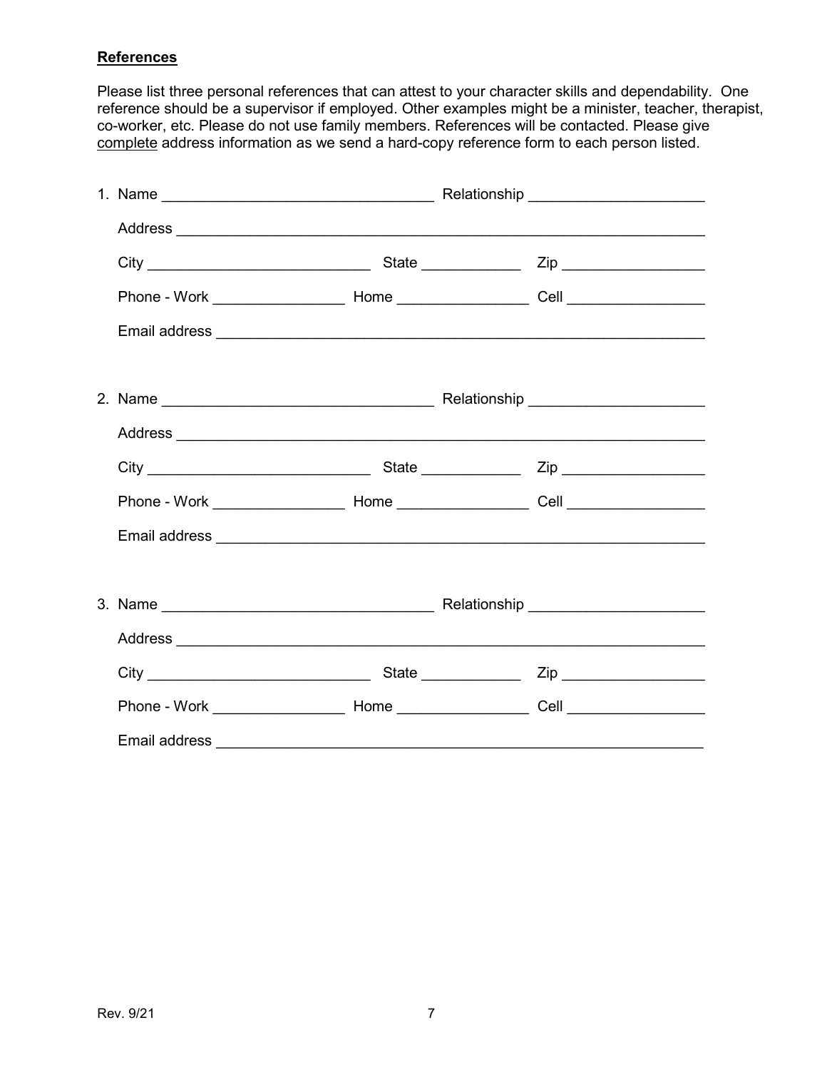**References**

Please list three personal references that can attest to your character skills and dependability. One reference should be a supervisor if employed. Other examples might be a minister, teacher, therapist, co-worker, etc. Please do not use family members. References will be contacted. Please give complete address information as we send a hard-copy reference form to each person listed.

1. Name ________________________________ Relationship ____________________

   Address ______________________________________________________________

   City __________________________ State ___________ Zip ________________

   Phone - Work _______________ Home _______________ Cell _______________

   Email address _________________________________________________________

2. Name ________________________________ Relationship ____________________

   Address ______________________________________________________________

   City __________________________ State ___________ Zip ________________

   Phone - Work _______________ Home _______________ Cell _______________

   Email address _________________________________________________________

3. Name ________________________________ Relationship ____________________

   Address ______________________________________________________________

   City __________________________ State ___________ Zip ________________

   Phone - Work _______________ Home _______________ Cell _______________

   Email address _________________________________________________________

Rev. 9/21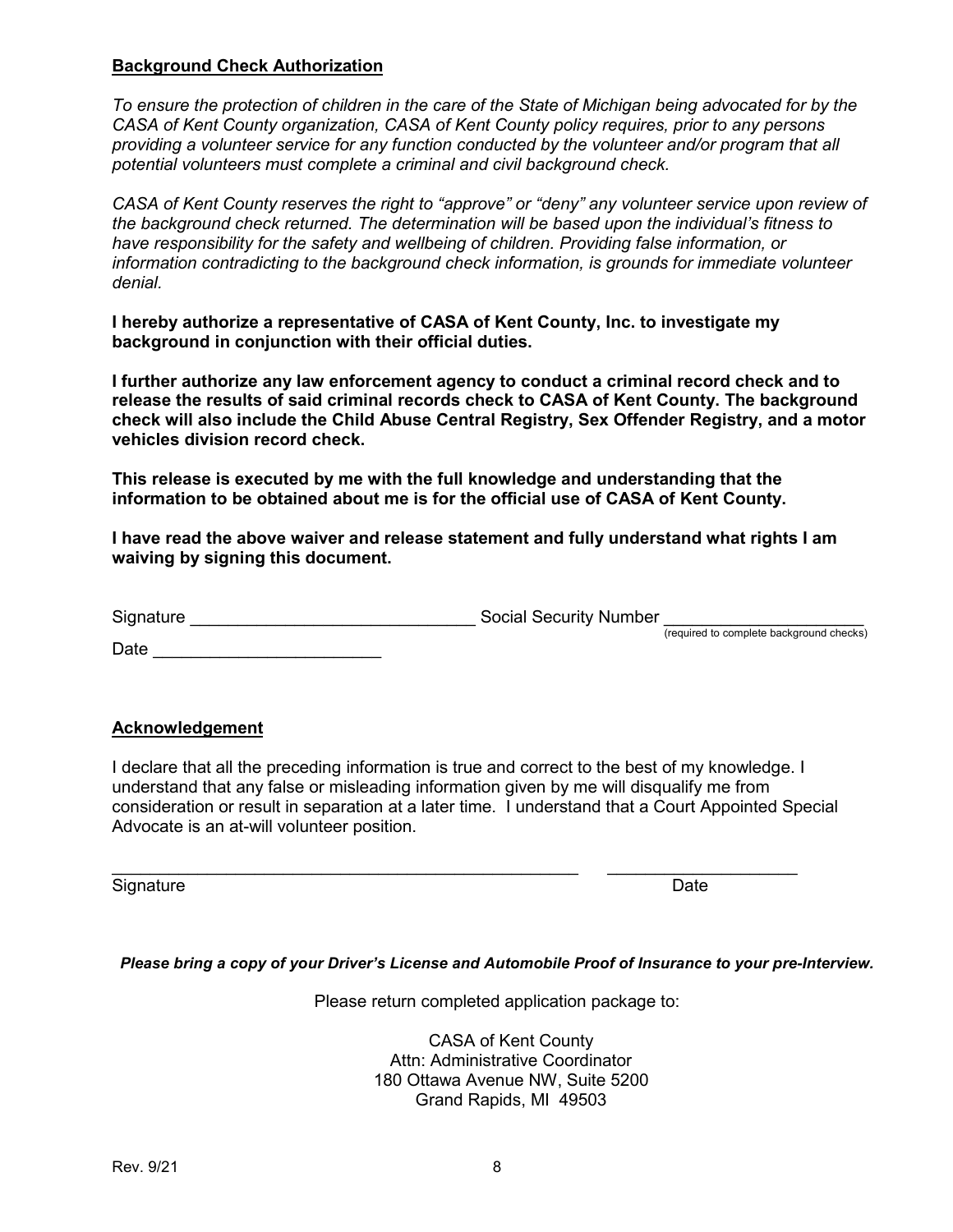**<u>Background Check Authorization</u>**

*To ensure the protection of children in the care of the State of Michigan being advocated for by the CASA of Kent County organization, CASA of Kent County policy requires, prior to any persons providing a volunteer service for any function conducted by the volunteer and/or program that all potential volunteers must complete a criminal and civil background check.*

*CASA of Kent County reserves the right to "approve" or "deny" any volunteer service upon review of the background check returned. The determination will be based upon the individual's fitness to have responsibility for the safety and wellbeing of children. Providing false information, or information contradicting to the background check information, is grounds for immediate volunteer denial.*

**I hereby authorize a representative of CASA of Kent County, Inc. to investigate my background in conjunction with their official duties.**

**I further authorize any law enforcement agency to conduct a criminal record check and to release the results of said criminal records check to CASA of Kent County. The background check will also include the Child Abuse Central Registry, Sex Offender Registry, and a motor vehicles division record check.**

**This release is executed by me with the full knowledge and understanding that the information to be obtained about me is for the official use of CASA of Kent County.**

**I have read the above waiver and release statement and fully understand what rights I am waiving by signing this document.**

Signature ______________________________ Social Security Number _____________________
(required to complete background checks)

Date ________________________

**<u>Acknowledgement</u>**

I declare that all the preceding information is true and correct to the best of my knowledge. I understand that any false or misleading information given by me will disqualify me from consideration or result in separation at a later time. I understand that a Court Appointed Special Advocate is an at-will volunteer position.

___________________________________________________ ____________________
Signature Date

***Please bring a copy of your Driver's License and Automobile Proof of Insurance to your pre-Interview.***

Please return completed application package to:

CASA of Kent County
Attn: Administrative Coordinator
180 Ottawa Avenue NW, Suite 5200
Grand Rapids, MI 49503

Rev. 9/21